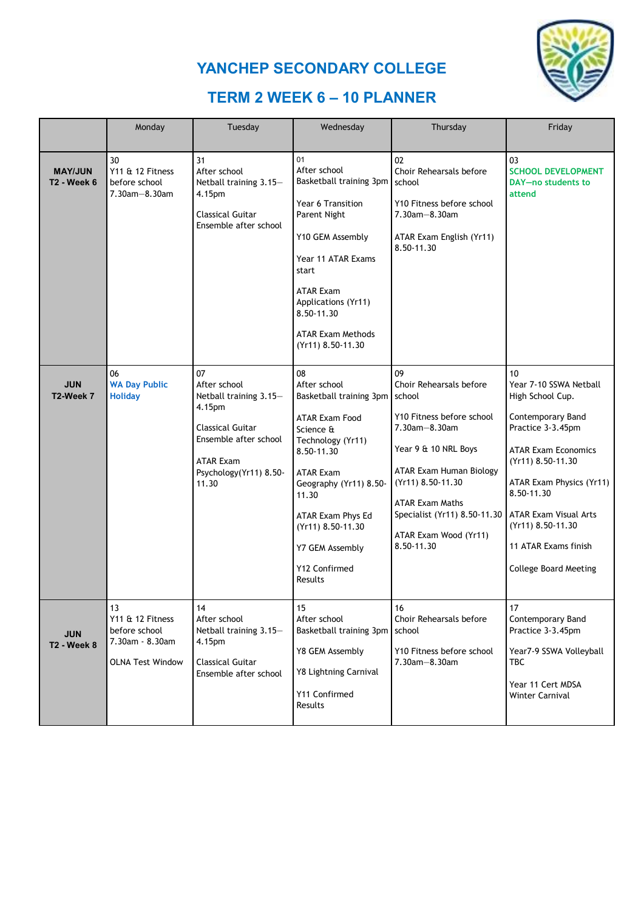# YANCHEP SECONDARY COLLEGE

## TERM 2 WEEK 6 – 10 PLANNER

| | Monday | Tuesday | Wednesday | Thursday | Friday |
|---|---|---|---|---|---|
| **MAY/JUN T2 - Week 6** | 30<br>Y11 & 12 Fitness before school 7.30am—8.30am | 31<br>After school Netball training 3.15—4.15pm<br><br>Classical Guitar Ensemble after school | 01<br>After school Basketball training 3pm<br><br>Year 6 Transition Parent Night<br><br>Y10 GEM Assembly<br><br>Year 11 ATAR Exams start<br><br>ATAR Exam Applications (Yr11) 8.50-11.30<br><br>ATAR Exam Methods (Yr11) 8.50-11.30 | 02<br>Choir Rehearsals before school<br><br>Y10 Fitness before school 7.30am—8.30am<br><br>ATAR Exam English (Yr11) 8.50-11.30 | 03<br>**SCHOOL DEVELOPMENT DAY—no students to attend** |
| **JUN T2-Week 7** | 06<br>**WA Day Public Holiday** | 07<br>After school Netball training 3.15—4.15pm<br><br>Classical Guitar Ensemble after school<br><br>ATAR Exam Psychology(Yr11) 8.50-11.30 | 08<br>After school Basketball training 3pm<br><br>ATAR Exam Food Science & Technology (Yr11) 8.50-11.30<br><br>ATAR Exam Geography (Yr11) 8.50-11.30<br><br>ATAR Exam Phys Ed (Yr11) 8.50-11.30<br><br>Y7 GEM Assembly<br><br>Y12 Confirmed Results | 09<br>Choir Rehearsals before school<br><br>Y10 Fitness before school 7.30am—8.30am<br><br>Year 9 & 10 NRL Boys<br><br>ATAR Exam Human Biology (Yr11) 8.50-11.30<br><br>ATAR Exam Maths Specialist (Yr11) 8.50-11.30<br><br>ATAR Exam Wood (Yr11) 8.50-11.30 | 10<br>Year 7-10 SSWA Netball High School Cup.<br><br>Contemporary Band Practice 3-3.45pm<br><br>ATAR Exam Economics (Yr11) 8.50-11.30<br><br>ATAR Exam Physics (Yr11) 8.50-11.30<br><br>ATAR Exam Visual Arts (Yr11) 8.50-11.30<br><br>11 ATAR Exams finish<br><br>College Board Meeting |
| **JUN T2 - Week 8** | 13<br>Y11 & 12 Fitness before school 7.30am - 8.30am<br><br>OLNA Test Window | 14<br>After school Netball training 3.15—4.15pm<br><br>Classical Guitar Ensemble after school | 15<br>After school Basketball training 3pm<br><br>Y8 GEM Assembly<br><br>Y8 Lightning Carnival<br><br>Y11 Confirmed Results | 16<br>Choir Rehearsals before school<br><br>Y10 Fitness before school 7.30am—8.30am | 17<br>Contemporary Band Practice 3-3.45pm<br><br>Year7-9 SSWA Volleyball TBC<br><br>Year 11 Cert MDSA Winter Carnival |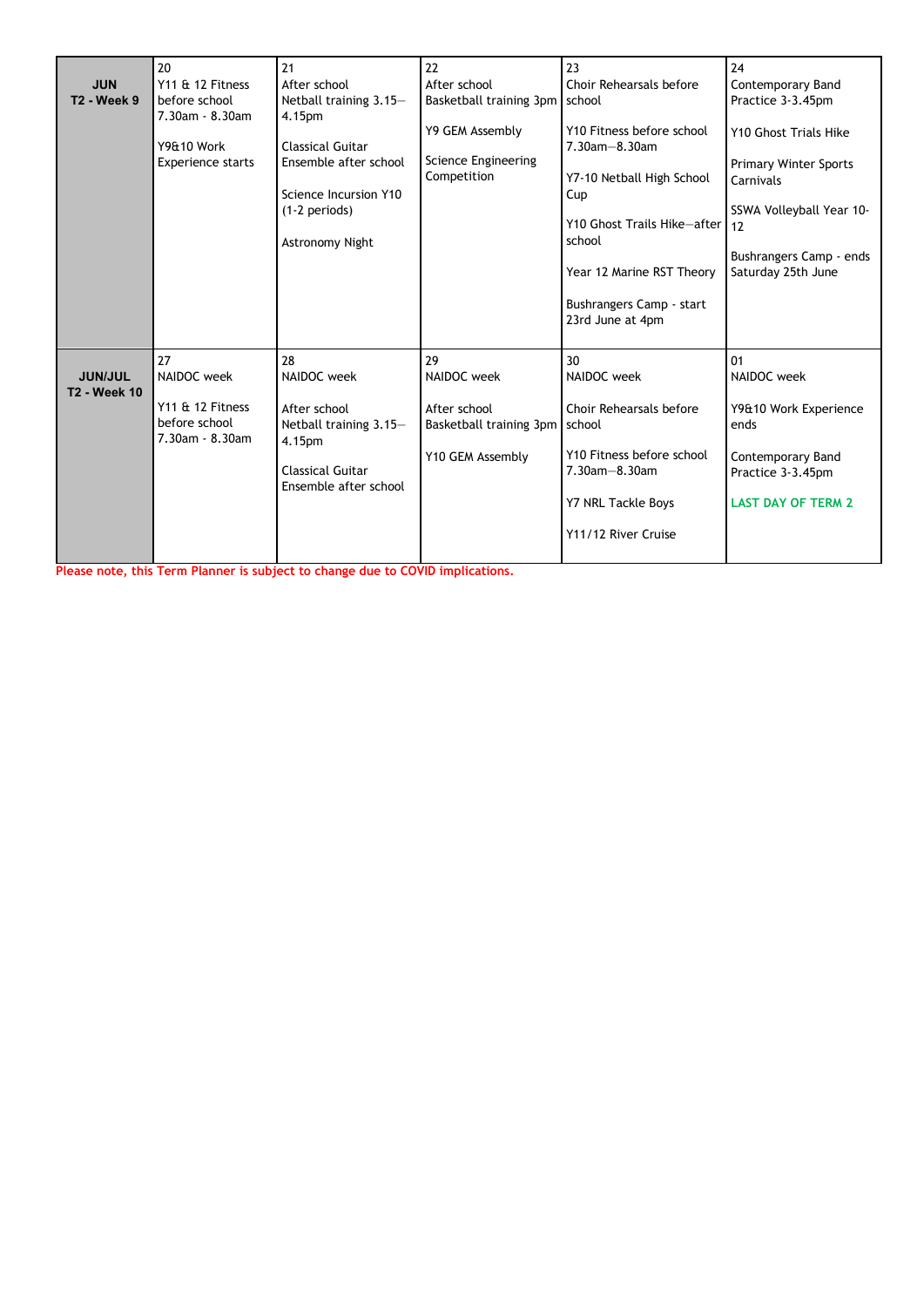| | | | | | |
|---|---|---|---|---|---|
| **JUN**<br>**T2 - Week 9** | 20<br>Y11 & 12 Fitness before school 7.30am - 8.30am<br><br>Y9&10 Work Experience starts | 21<br>After school Netball training 3.15—4.15pm<br><br>Classical Guitar Ensemble after school<br><br>Science Incursion Y10 (1-2 periods)<br><br>Astronomy Night | 22<br>After school Basketball training 3pm<br><br>Y9 GEM Assembly<br><br>Science Engineering Competition | 23<br>Choir Rehearsals before school<br><br>Y10 Fitness before school 7.30am—8.30am<br><br>Y7-10 Netball High School Cup<br><br>Y10 Ghost Trails Hike—after school<br><br>Year 12 Marine RST Theory<br><br>Bushrangers Camp - start 23rd June at 4pm | 24<br>Contemporary Band Practice 3-3.45pm<br><br>Y10 Ghost Trials Hike<br><br>Primary Winter Sports Carnivals<br><br>SSWA Volleyball Year 10-12<br><br>Bushrangers Camp - ends Saturday 25th June |
| **JUN/JUL**<br>**T2 - Week 10** | 27<br>NAIDOC week<br><br>Y11 & 12 Fitness before school 7.30am - 8.30am | 28<br>NAIDOC week<br><br>After school Netball training 3.15—4.15pm<br><br>Classical Guitar Ensemble after school | 29<br>NAIDOC week<br><br>After school Basketball training 3pm<br><br>Y10 GEM Assembly | 30<br>NAIDOC week<br><br>Choir Rehearsals before school<br><br>Y10 Fitness before school 7.30am—8.30am<br><br>Y7 NRL Tackle Boys<br><br>Y11/12 River Cruise | 01<br>NAIDOC week<br><br>Y9&10 Work Experience ends<br><br>Contemporary Band Practice 3-3.45pm<br><br>**LAST DAY OF TERM 2** |

**Please note, this Term Planner is subject to change due to COVID implications.**